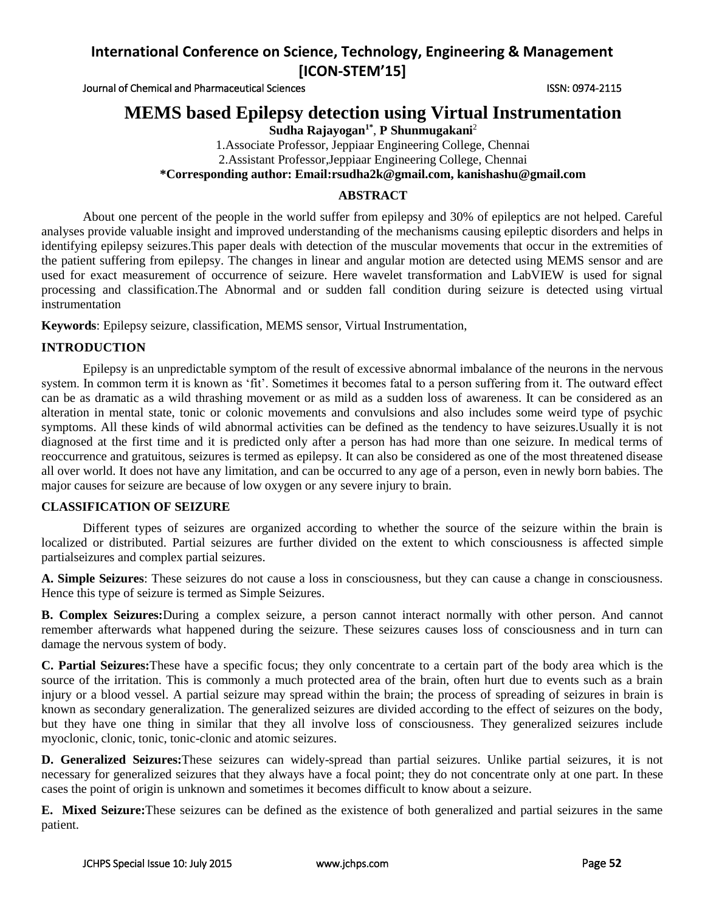# MEMS based Epilepsy detection using Virtual Instrumentation

**Sudha Rajayogan[1*], P Shunmugakani[2]**

1.Associate Professor, Jeppiaar Engineering College, Chennai

2.Assistant Professor,Jeppiaar Engineering College, Chennai

**\*Corresponding author: Email:rsudha2k@gmail.com, kanishashu@gmail.com**

## ABSTRACT

About one percent of the people in the world suffer from epilepsy and 30% of epileptics are not helped. Careful analyses provide valuable insight and improved understanding of the mechanisms causing epileptic disorders and helps in identifying epilepsy seizures.This paper deals with detection of the muscular movements that occur in the extremities of the patient suffering from epilepsy. The changes in linear and angular motion are detected using MEMS sensor and are used for exact measurement of occurrence of seizure. Here wavelet transformation and LabVIEW is used for signal processing and classification.The Abnormal and or sudden fall condition during seizure is detected using virtual instrumentation

**Keywords**: Epilepsy seizure, classification, MEMS sensor, Virtual Instrumentation,

## INTRODUCTION

Epilepsy is an unpredictable symptom of the result of excessive abnormal imbalance of the neurons in the nervous system. In common term it is known as 'fit'. Sometimes it becomes fatal to a person suffering from it. The outward effect can be as dramatic as a wild thrashing movement or as mild as a sudden loss of awareness. It can be considered as an alteration in mental state, tonic or colonic movements and convulsions and also includes some weird type of psychic symptoms. All these kinds of wild abnormal activities can be defined as the tendency to have seizures.Usually it is not diagnosed at the first time and it is predicted only after a person has had more than one seizure. In medical terms of reoccurrence and gratuitous, seizures is termed as epilepsy. It can also be considered as one of the most threatened disease all over world. It does not have any limitation, and can be occurred to any age of a person, even in newly born babies. The major causes for seizure are because of low oxygen or any severe injury to brain.

## CLASSIFICATION OF SEIZURE

Different types of seizures are organized according to whether the source of the seizure within the brain is localized or distributed. Partial seizures are further divided on the extent to which consciousness is affected simple partialseizures and complex partial seizures.

**A. Simple Seizures**: These seizures do not cause a loss in consciousness, but they can cause a change in consciousness. Hence this type of seizure is termed as Simple Seizures.

**B. Complex Seizures:**During a complex seizure, a person cannot interact normally with other person. And cannot remember afterwards what happened during the seizure. These seizures causes loss of consciousness and in turn can damage the nervous system of body.

**C. Partial Seizures:**These have a specific focus; they only concentrate to a certain part of the body area which is the source of the irritation. This is commonly a much protected area of the brain, often hurt due to events such as a brain injury or a blood vessel. A partial seizure may spread within the brain; the process of spreading of seizures in brain is known as secondary generalization. The generalized seizures are divided according to the effect of seizures on the body, but they have one thing in similar that they all involve loss of consciousness. They generalized seizures include myoclonic, clonic, tonic, tonic-clonic and atomic seizures.

**D. Generalized Seizures:**These seizures can widely-spread than partial seizures. Unlike partial seizures, it is not necessary for generalized seizures that they always have a focal point; they do not concentrate only at one part. In these cases the point of origin is unknown and sometimes it becomes difficult to know about a seizure.

**E. Mixed Seizure:**These seizures can be defined as the existence of both generalized and partial seizures in the same patient.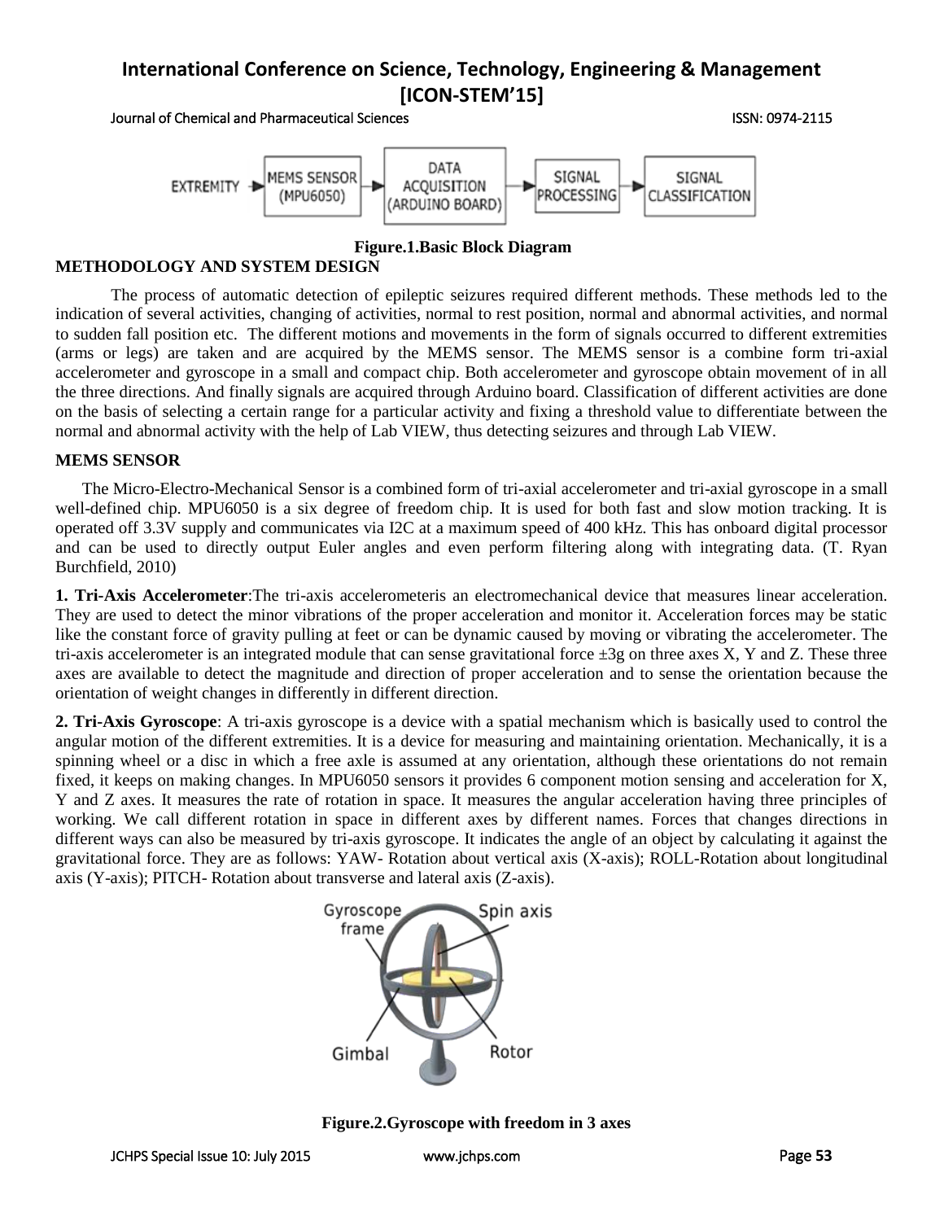EXTREMITY

MEMS SENSOR (MPU6050)

DATA ACQUISITION (ARDUINO BOARD)

SIGNAL PROCESSING

SIGNAL CLASSIFICATION

**Figure.1.Basic Block Diagram**

## METHODOLOGY AND SYSTEM DESIGN

The process of automatic detection of epileptic seizures required different methods. These methods led to the indication of several activities, changing of activities, normal to rest position, normal and abnormal activities, and normal to sudden fall position etc. The different motions and movements in the form of signals occurred to different extremities (arms or legs) are taken and are acquired by the MEMS sensor. The MEMS sensor is a combine form tri-axial accelerometer and gyroscope in a small and compact chip. Both accelerometer and gyroscope obtain movement of in all the three directions. And finally signals are acquired through Arduino board. Classification of different activities are done on the basis of selecting a certain range for a particular activity and fixing a threshold value to differentiate between the normal and abnormal activity with the help of Lab VIEW, thus detecting seizures and through Lab VIEW.

## MEMS SENSOR

The Micro-Electro-Mechanical Sensor is a combined form of tri-axial accelerometer and tri-axial gyroscope in a small well-defined chip. MPU6050 is a six degree of freedom chip. It is used for both fast and slow motion tracking. It is operated off 3.3V supply and communicates via I2C at a maximum speed of 400 kHz. This has onboard digital processor and can be used to directly output Euler angles and even perform filtering along with integrating data. (T. Ryan Burchfield, 2010)

**1. Tri-Axis Accelerometer**:The tri-axis accelerometeris an electromechanical device that measures linear acceleration. They are used to detect the minor vibrations of the proper acceleration and monitor it. Acceleration forces may be static like the constant force of gravity pulling at feet or can be dynamic caused by moving or vibrating the accelerometer. The tri-axis accelerometer is an integrated module that can sense gravitational force ±3g on three axes X, Y and Z. These three axes are available to detect the magnitude and direction of proper acceleration and to sense the orientation because the orientation of weight changes in differently in different direction.

**2. Tri-Axis Gyroscope**: A tri-axis gyroscope is a device with a spatial mechanism which is basically used to control the angular motion of the different extremities. It is a device for measuring and maintaining orientation. Mechanically, it is a spinning wheel or a disc in which a free axle is assumed at any orientation, although these orientations do not remain fixed, it keeps on making changes. In MPU6050 sensors it provides 6 component motion sensing and acceleration for X, Y and Z axes. It measures the rate of rotation in space. It measures the angular acceleration having three principles of working. We call different rotation in space in different axes by different names. Forces that changes directions in different ways can also be measured by tri-axis gyroscope. It indicates the angle of an object by calculating it against the gravitational force. They are as follows: YAW- Rotation about vertical axis (X-axis); ROLL-Rotation about longitudinal axis (Y-axis); PITCH- Rotation about transverse and lateral axis (Z-axis).

Gyroscope frame

Spin axis

Gimbal

Rotor

**Figure.2.Gyroscope with freedom in 3 axes**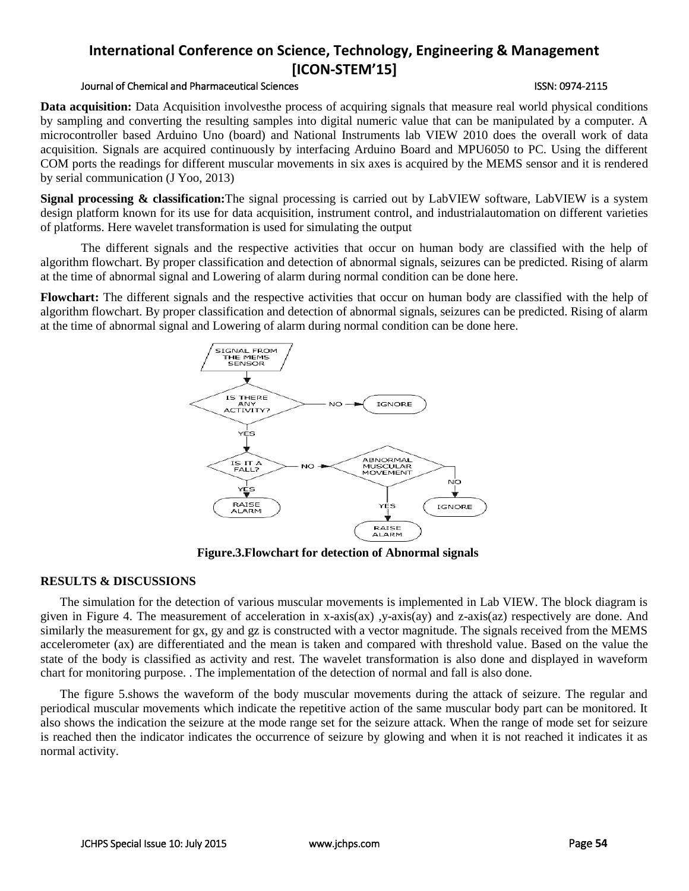**Data acquisition:** Data Acquisition involvesthe process of acquiring signals that measure real world physical conditions by sampling and converting the resulting samples into digital numeric value that can be manipulated by a computer. A microcontroller based Arduino Uno (board) and National Instruments lab VIEW 2010 does the overall work of data acquisition. Signals are acquired continuously by interfacing Arduino Board and MPU6050 to PC. Using the different COM ports the readings for different muscular movements in six axes is acquired by the MEMS sensor and it is rendered by serial communication (J Yoo, 2013)

**Signal processing & classification:**The signal processing is carried out by LabVIEW software, LabVIEW is a system design platform known for its use for data acquisition, instrument control, and industrialautomation on different varieties of platforms. Here wavelet transformation is used for simulating the output

The different signals and the respective activities that occur on human body are classified with the help of algorithm flowchart. By proper classification and detection of abnormal signals, seizures can be predicted. Rising of alarm at the time of abnormal signal and Lowering of alarm during normal condition can be done here.

**Flowchart:** The different signals and the respective activities that occur on human body are classified with the help of algorithm flowchart. By proper classification and detection of abnormal signals, seizures can be predicted. Rising of alarm at the time of abnormal signal and Lowering of alarm during normal condition can be done here.

SIGNAL FROM THE MEMS SENSOR

IS THERE ANY ACTIVITY?

NO

IGNORE

YES

IS IT A FALL?

NO

ABNORMAL MUSCULAR MOVEMENT

NO

YES

YES

RAISE ALARM

IGNORE

RAISE ALARM

**Figure.3.Flowchart for detection of Abnormal signals**

## RESULTS & DISCUSSIONS

The simulation for the detection of various muscular movements is implemented in Lab VIEW. The block diagram is given in Figure 4. The measurement of acceleration in x-axis(ax) ,y-axis(ay) and z-axis(az) respectively are done. And similarly the measurement for gx, gy and gz is constructed with a vector magnitude. The signals received from the MEMS accelerometer (ax) are differentiated and the mean is taken and compared with threshold value. Based on the value the state of the body is classified as activity and rest. The wavelet transformation is also done and displayed in waveform chart for monitoring purpose. . The implementation of the detection of normal and fall is also done.

The figure 5.shows the waveform of the body muscular movements during the attack of seizure. The regular and periodical muscular movements which indicate the repetitive action of the same muscular body part can be monitored. It also shows the indication the seizure at the mode range set for the seizure attack. When the range of mode set for seizure is reached then the indicator indicates the occurrence of seizure by glowing and when it is not reached it indicates it as normal activity.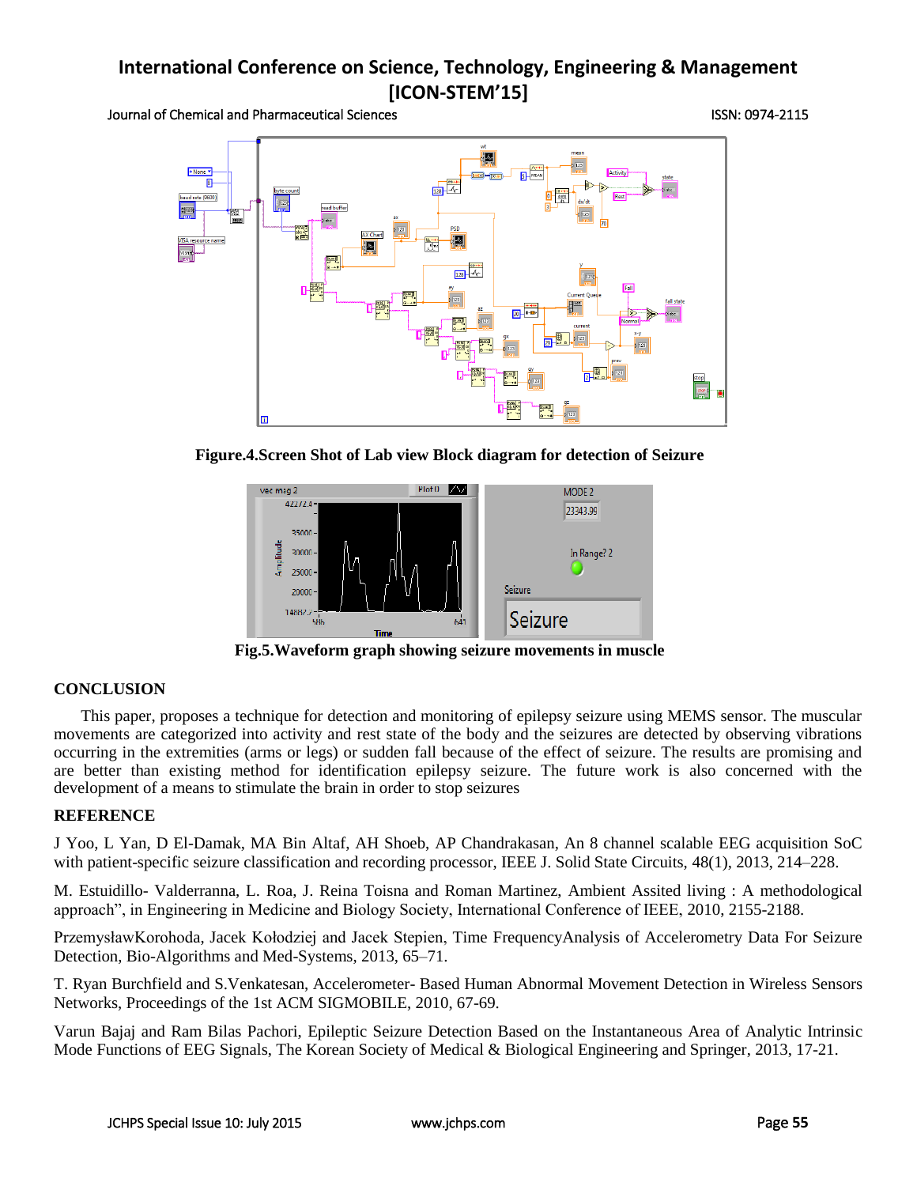Figure.4.Screen Shot of Lab view Block diagram for detection of Seizure

Fig.5.Waveform graph showing seizure movements in muscle

## CONCLUSION

This paper, proposes a technique for detection and monitoring of epilepsy seizure using MEMS sensor. The muscular movements are categorized into activity and rest state of the body and the seizures are detected by observing vibrations occurring in the extremities (arms or legs) or sudden fall because of the effect of seizure. The results are promising and are better than existing method for identification epilepsy seizure. The future work is also concerned with the development of a means to stimulate the brain in order to stop seizures

## REFERENCE

J Yoo, L Yan, D El-Damak, MA Bin Altaf, AH Shoeb, AP Chandrakasan, An 8 channel scalable EEG acquisition SoC with patient-specific seizure classification and recording processor, IEEE J. Solid State Circuits, 48(1), 2013, 214–228.

M. Estuidillo- Valderranna, L. Roa, J. Reina Toisna and Roman Martinez, Ambient Assited living : A methodological approach", in Engineering in Medicine and Biology Society, International Conference of IEEE, 2010, 2155-2188.

PrzemysławKorohoda, Jacek Kołodziej and Jacek Stepien, Time FrequencyAnalysis of Accelerometry Data For Seizure Detection, Bio-Algorithms and Med-Systems, 2013, 65–71.

T. Ryan Burchfield and S.Venkatesan, Accelerometer- Based Human Abnormal Movement Detection in Wireless Sensors Networks, Proceedings of the 1st ACM SIGMOBILE, 2010, 67-69.

Varun Bajaj and Ram Bilas Pachori, Epileptic Seizure Detection Based on the Instantaneous Area of Analytic Intrinsic Mode Functions of EEG Signals, The Korean Society of Medical & Biological Engineering and Springer, 2013, 17-21.